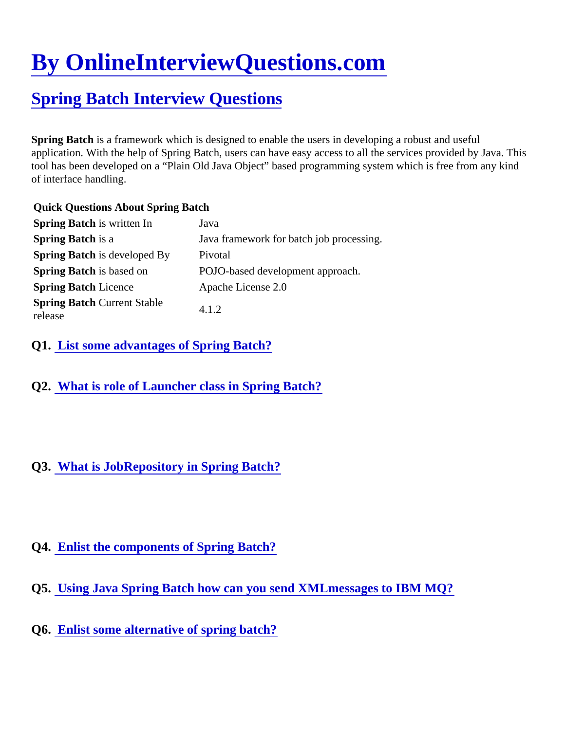# [By OnlineInterviewQuestions.com]

## [Spring Batch Interview Questions]

**Spring Batch** is a framework which is designed to enable the users in developing a robust and useful application. With the help of Spring Batch, users can have easy access to all the services provided by Java. This tool has been developed on a "Plain Old Java Object" based programming system which is free from any kind of interface handling.

| **Quick Questions About Spring Batch** | |
|---|---|
| **Spring Batch** is written In | Java |
| **Spring Batch** is a | Java framework for batch job processing. |
| **Spring Batch** is developed By | Pivotal |
| **Spring Batch** is based on | POJO-based development approach. |
| **Spring Batch** Licence | Apache License 2.0 |
| **Spring Batch** Current Stable release | 4.1.2 |

**Q1. List some advantages of Spring Batch?**

**Q2. What is role of Launcher class in Spring Batch?**

**Q3. What is JobRepository in Spring Batch?**

**Q4. Enlist the components of Spring Batch?**

**Q5. Using Java Spring Batch how can you send XMLmessages to IBM MQ?**

**Q6. Enlist some alternative of spring batch?**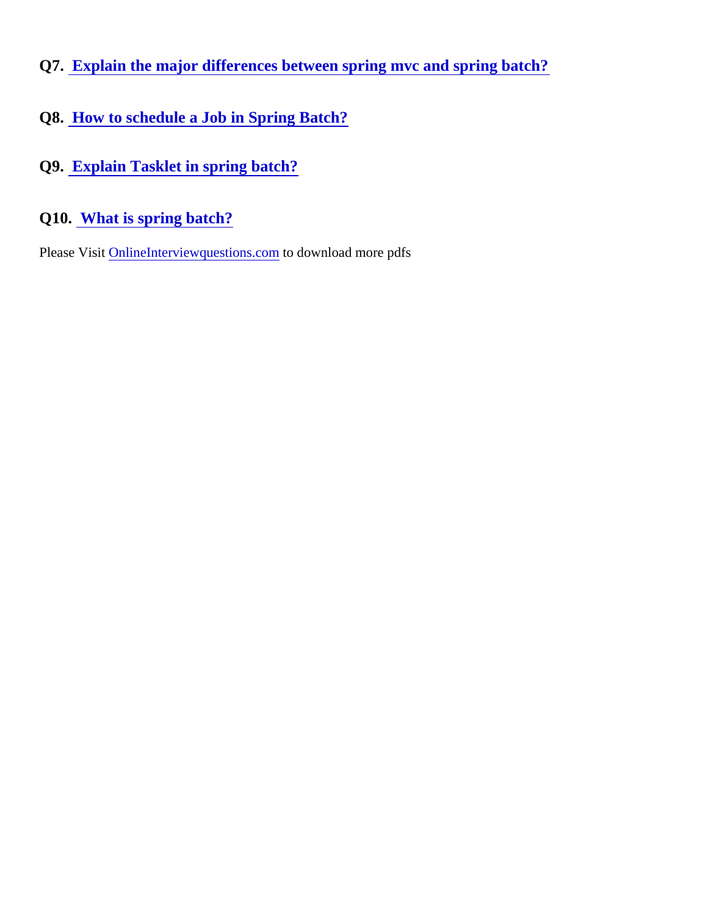**Q7. Explain the major differences between spring mvc and spring batch?**

**Q8. How to schedule a Job in Spring Batch?**

**Q9. Explain Tasklet in spring batch?**

**Q10. What is spring batch?**

Please Visit OnlineInterviewquestions.com to download more pdfs